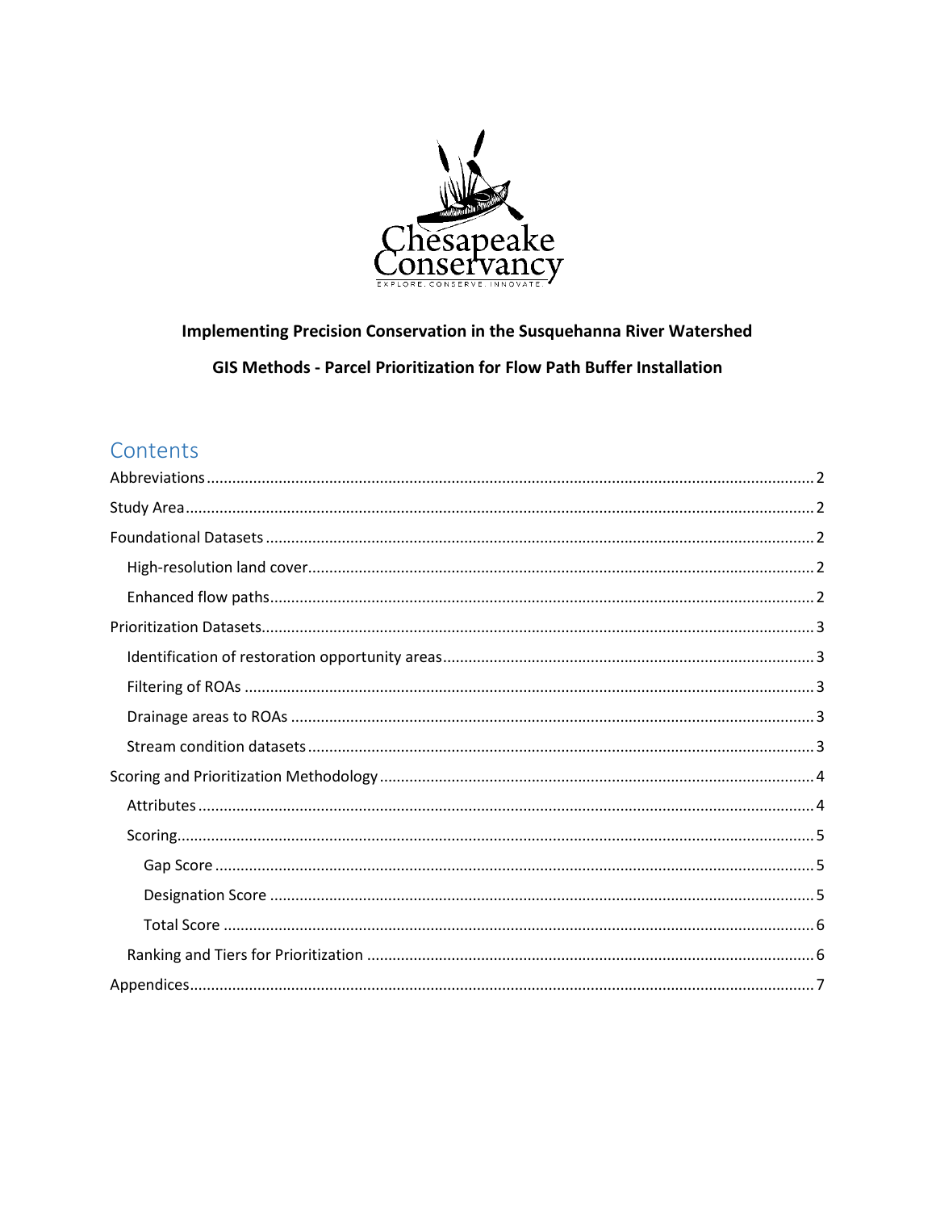Chesapeake Conservancy

EXPLORE. CONSERVE. INNOVATE.

**Implementing Precision Conservation in the Susquehanna River Watershed**

**GIS Methods - Parcel Prioritization for Flow Path Buffer Installation**

## Contents

Abbreviations ..... 2
Study Area ..... 2
Foundational Datasets ..... 2
- High-resolution land cover ..... 2
- Enhanced flow paths ..... 2

Prioritization Datasets ..... 3
- Identification of restoration opportunity areas ..... 3
- Filtering of ROAs ..... 3
- Drainage areas to ROAs ..... 3
- Stream condition datasets ..... 3

Scoring and Prioritization Methodology ..... 4
- Attributes ..... 4
- Scoring ..... 5
  - Gap Score ..... 5
  - Designation Score ..... 5
  - Total Score ..... 6
- Ranking and Tiers for Prioritization ..... 6

Appendices ..... 7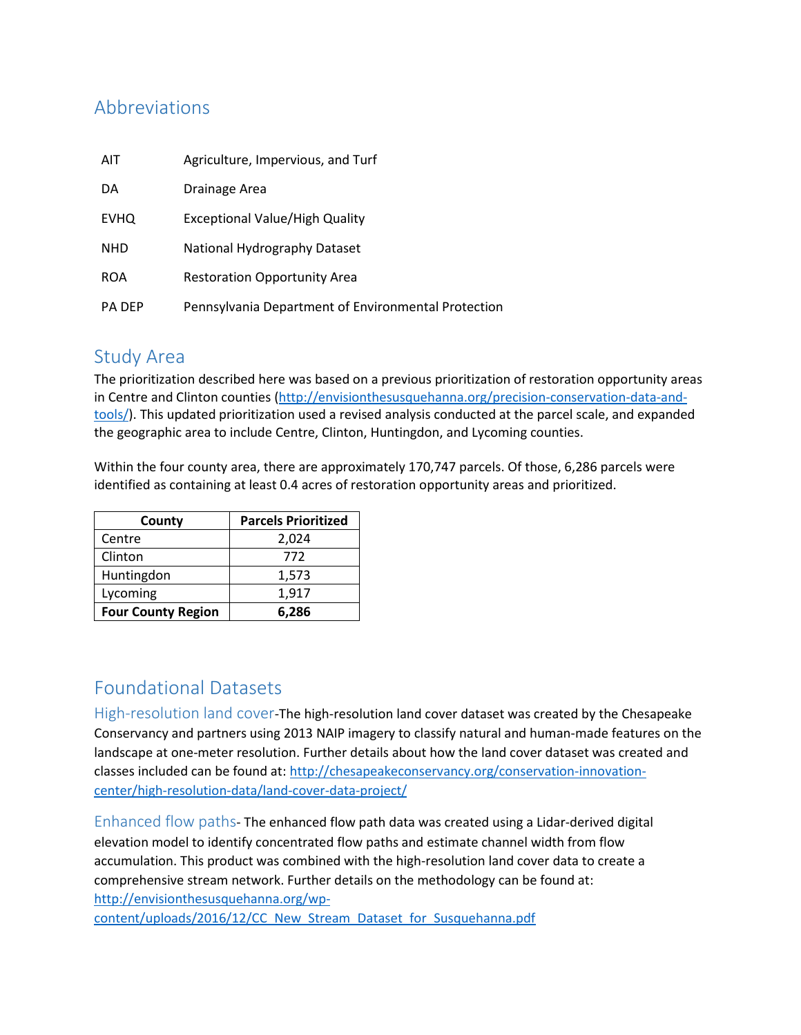## Abbreviations

| | |
|---|---|
| AIT | Agriculture, Impervious, and Turf |
| DA | Drainage Area |
| EVHQ | Exceptional Value/High Quality |
| NHD | National Hydrography Dataset |
| ROA | Restoration Opportunity Area |
| PA DEP | Pennsylvania Department of Environmental Protection |

## Study Area

The prioritization described here was based on a previous prioritization of restoration opportunity areas in Centre and Clinton counties (http://envisionthesusquehanna.org/precision-conservation-data-and-tools/). This updated prioritization used a revised analysis conducted at the parcel scale, and expanded the geographic area to include Centre, Clinton, Huntingdon, and Lycoming counties.

Within the four county area, there are approximately 170,747 parcels. Of those, 6,286 parcels were identified as containing at least 0.4 acres of restoration opportunity areas and prioritized.

| County | Parcels Prioritized |
|---|---|
| Centre | 2,024 |
| Clinton | 772 |
| Huntingdon | 1,573 |
| Lycoming | 1,917 |
| **Four County Region** | **6,286** |

## Foundational Datasets

### High-resolution land cover

The high-resolution land cover dataset was created by the Chesapeake Conservancy and partners using 2013 NAIP imagery to classify natural and human-made features on the landscape at one-meter resolution. Further details about how the land cover dataset was created and classes included can be found at: http://chesapeakeconservancy.org/conservation-innovation-center/high-resolution-data/land-cover-data-project/

### Enhanced flow paths

The enhanced flow path data was created using a Lidar-derived digital elevation model to identify concentrated flow paths and estimate channel width from flow accumulation. This product was combined with the high-resolution land cover data to create a comprehensive stream network. Further details on the methodology can be found at: http://envisionthesusquehanna.org/wp-content/uploads/2016/12/CC_New_Stream_Dataset_for_Susquehanna.pdf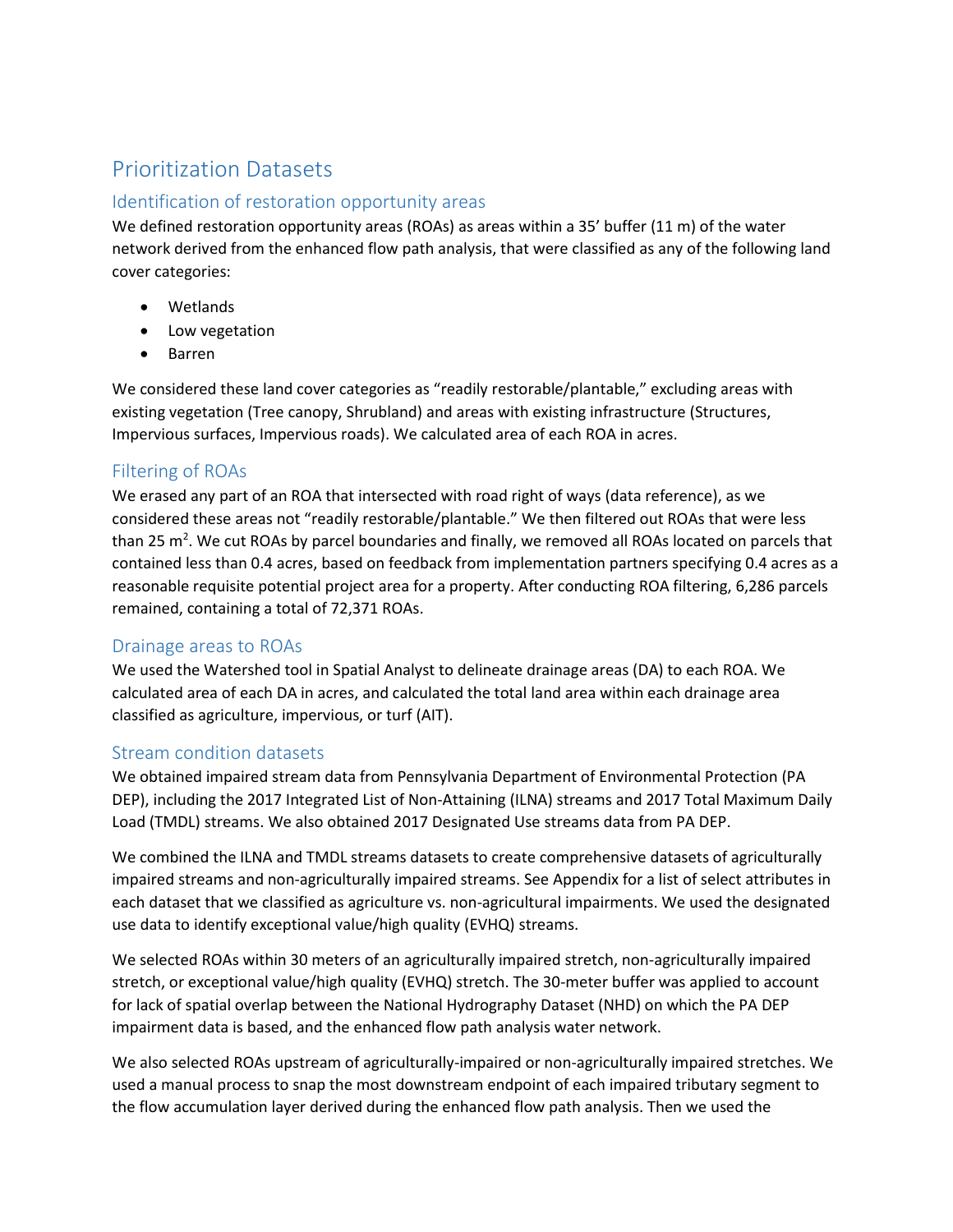# Prioritization Datasets

## Identification of restoration opportunity areas

We defined restoration opportunity areas (ROAs) as areas within a 35' buffer (11 m) of the water network derived from the enhanced flow path analysis, that were classified as any of the following land cover categories:

- Wetlands
- Low vegetation
- Barren

We considered these land cover categories as "readily restorable/plantable," excluding areas with existing vegetation (Tree canopy, Shrubland) and areas with existing infrastructure (Structures, Impervious surfaces, Impervious roads). We calculated area of each ROA in acres.

## Filtering of ROAs

We erased any part of an ROA that intersected with road right of ways (data reference), as we considered these areas not "readily restorable/plantable." We then filtered out ROAs that were less than 25 $m^2$. We cut ROAs by parcel boundaries and finally, we removed all ROAs located on parcels that contained less than 0.4 acres, based on feedback from implementation partners specifying 0.4 acres as a reasonable requisite potential project area for a property. After conducting ROA filtering, 6,286 parcels remained, containing a total of 72,371 ROAs.

## Drainage areas to ROAs

We used the Watershed tool in Spatial Analyst to delineate drainage areas (DA) to each ROA. We calculated area of each DA in acres, and calculated the total land area within each drainage area classified as agriculture, impervious, or turf (AIT).

## Stream condition datasets

We obtained impaired stream data from Pennsylvania Department of Environmental Protection (PA DEP), including the 2017 Integrated List of Non-Attaining (ILNA) streams and 2017 Total Maximum Daily Load (TMDL) streams. We also obtained 2017 Designated Use streams data from PA DEP.

We combined the ILNA and TMDL streams datasets to create comprehensive datasets of agriculturally impaired streams and non-agriculturally impaired streams. See Appendix for a list of select attributes in each dataset that we classified as agriculture vs. non-agricultural impairments. We used the designated use data to identify exceptional value/high quality (EVHQ) streams.

We selected ROAs within 30 meters of an agriculturally impaired stretch, non-agriculturally impaired stretch, or exceptional value/high quality (EVHQ) stretch. The 30-meter buffer was applied to account for lack of spatial overlap between the National Hydrography Dataset (NHD) on which the PA DEP impairment data is based, and the enhanced flow path analysis water network.

We also selected ROAs upstream of agriculturally-impaired or non-agriculturally impaired stretches. We used a manual process to snap the most downstream endpoint of each impaired tributary segment to the flow accumulation layer derived during the enhanced flow path analysis. Then we used the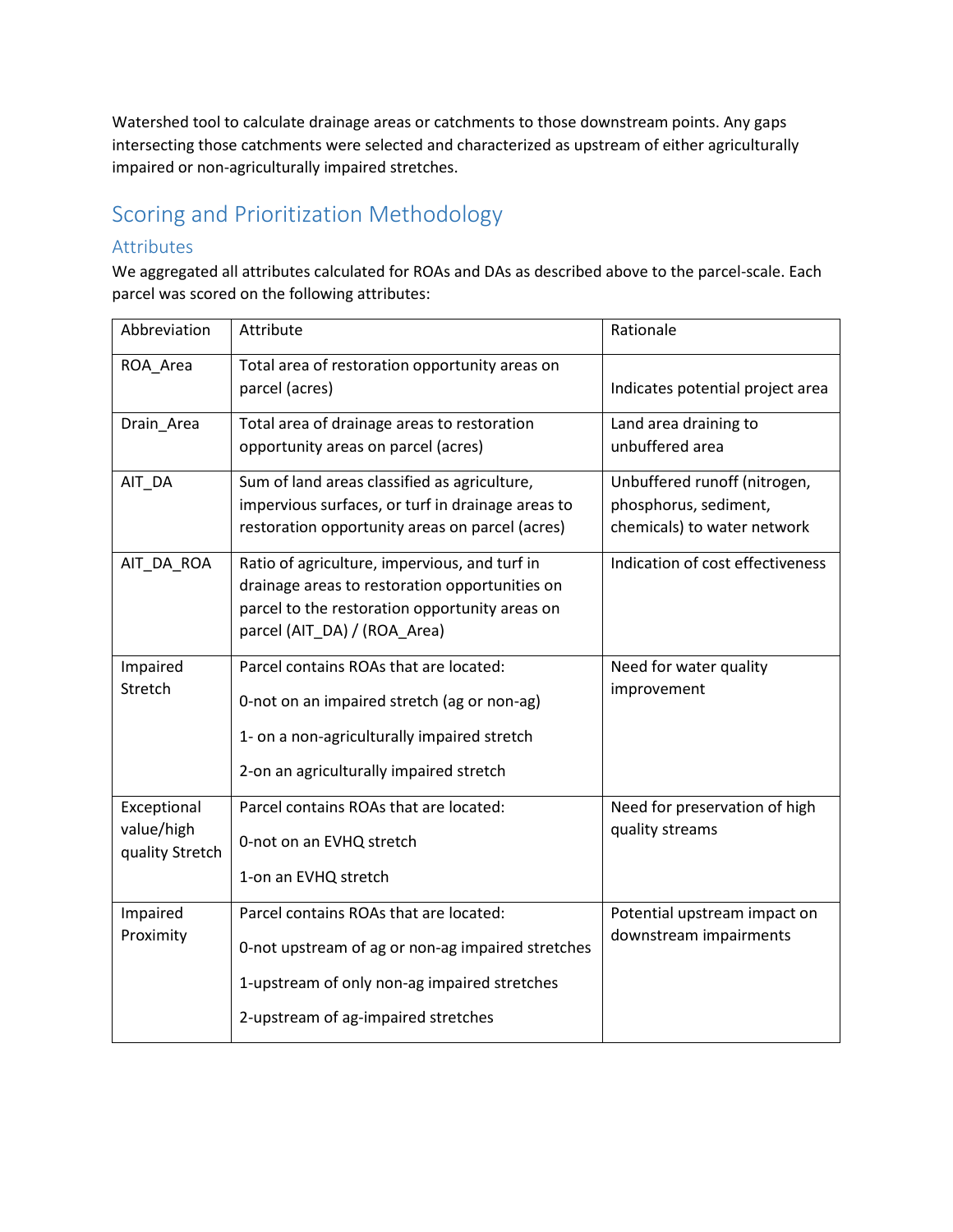Watershed tool to calculate drainage areas or catchments to those downstream points. Any gaps intersecting those catchments were selected and characterized as upstream of either agriculturally impaired or non-agriculturally impaired stretches.

## Scoring and Prioritization Methodology

### Attributes

We aggregated all attributes calculated for ROAs and DAs as described above to the parcel-scale. Each parcel was scored on the following attributes:

| Abbreviation | Attribute | Rationale |
|---|---|---|
| ROA_Area | Total area of restoration opportunity areas on parcel (acres) | Indicates potential project area |
| Drain_Area | Total area of drainage areas to restoration opportunity areas on parcel (acres) | Land area draining to unbuffered area |
| AIT_DA | Sum of land areas classified as agriculture, impervious surfaces, or turf in drainage areas to restoration opportunity areas on parcel (acres) | Unbuffered runoff (nitrogen, phosphorus, sediment, chemicals) to water network |
| AIT_DA_ROA | Ratio of agriculture, impervious, and turf in drainage areas to restoration opportunities on parcel to the restoration opportunity areas on parcel (AIT_DA) / (ROA_Area) | Indication of cost effectiveness |
| Impaired Stretch | Parcel contains ROAs that are located:<br>0-not on an impaired stretch (ag or non-ag)<br>1- on a non-agriculturally impaired stretch<br>2-on an agriculturally impaired stretch | Need for water quality improvement |
| Exceptional value/high quality Stretch | Parcel contains ROAs that are located:<br>0-not on an EVHQ stretch<br>1-on an EVHQ stretch | Need for preservation of high quality streams |
| Impaired Proximity | Parcel contains ROAs that are located:<br>0-not upstream of ag or non-ag impaired stretches<br>1-upstream of only non-ag impaired stretches<br>2-upstream of ag-impaired stretches | Potential upstream impact on downstream impairments |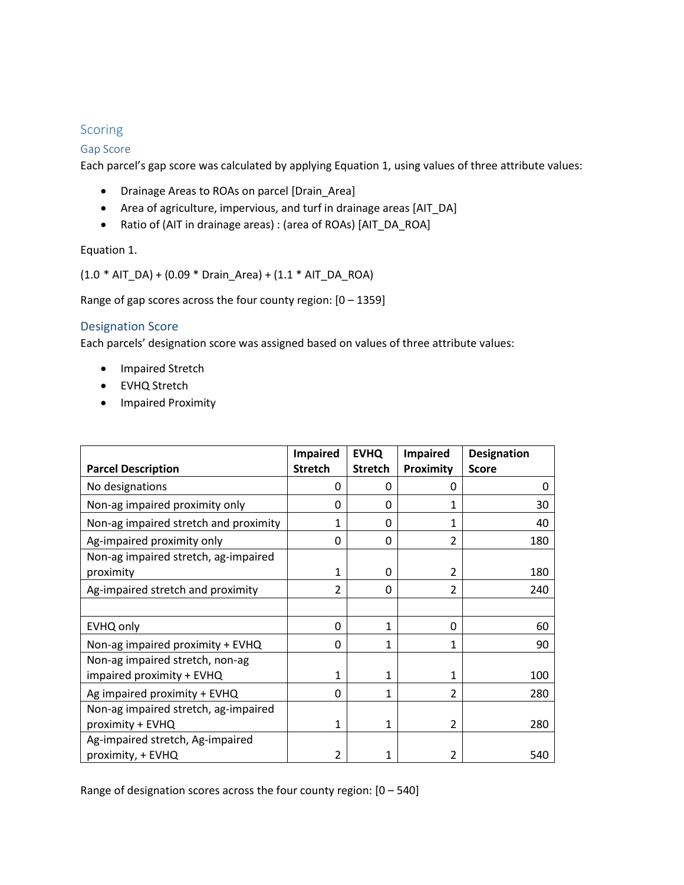## Scoring

### Gap Score

Each parcel's gap score was calculated by applying Equation 1, using values of three attribute values:

- Drainage Areas to ROAs on parcel [Drain_Area]
- Area of agriculture, impervious, and turf in drainage areas [AIT_DA]
- Ratio of (AIT in drainage areas) : (area of ROAs) [AIT_DA_ROA]

Equation 1.

$$(1.0 * AIT\_DA) + (0.09 * Drain\_Area) + (1.1 * AIT\_DA\_ROA)$$

Range of gap scores across the four county region: [0 – 1359]

### Designation Score

Each parcels' designation score was assigned based on values of three attribute values:

- Impaired Stretch
- EVHQ Stretch
- Impaired Proximity

| Parcel Description | Impaired Stretch | EVHQ Stretch | Impaired Proximity | Designation Score |
|---|---|---|---|---|
| No designations | 0 | 0 | 0 | 0 |
| Non-ag impaired proximity only | 0 | 0 | 1 | 30 |
| Non-ag impaired stretch and proximity | 1 | 0 | 1 | 40 |
| Ag-impaired proximity only | 0 | 0 | 2 | 180 |
| Non-ag impaired stretch, ag-impaired proximity | 1 | 0 | 2 | 180 |
| Ag-impaired stretch and proximity | 2 | 0 | 2 | 240 |
| | | | | |
| EVHQ only | 0 | 1 | 0 | 60 |
| Non-ag impaired proximity + EVHQ | 0 | 1 | 1 | 90 |
| Non-ag impaired stretch, non-ag impaired proximity + EVHQ | 1 | 1 | 1 | 100 |
| Ag impaired proximity + EVHQ | 0 | 1 | 2 | 280 |
| Non-ag impaired stretch, ag-impaired proximity + EVHQ | 1 | 1 | 2 | 280 |
| Ag-impaired stretch, Ag-impaired proximity, + EVHQ | 2 | 1 | 2 | 540 |

Range of designation scores across the four county region: [0 – 540]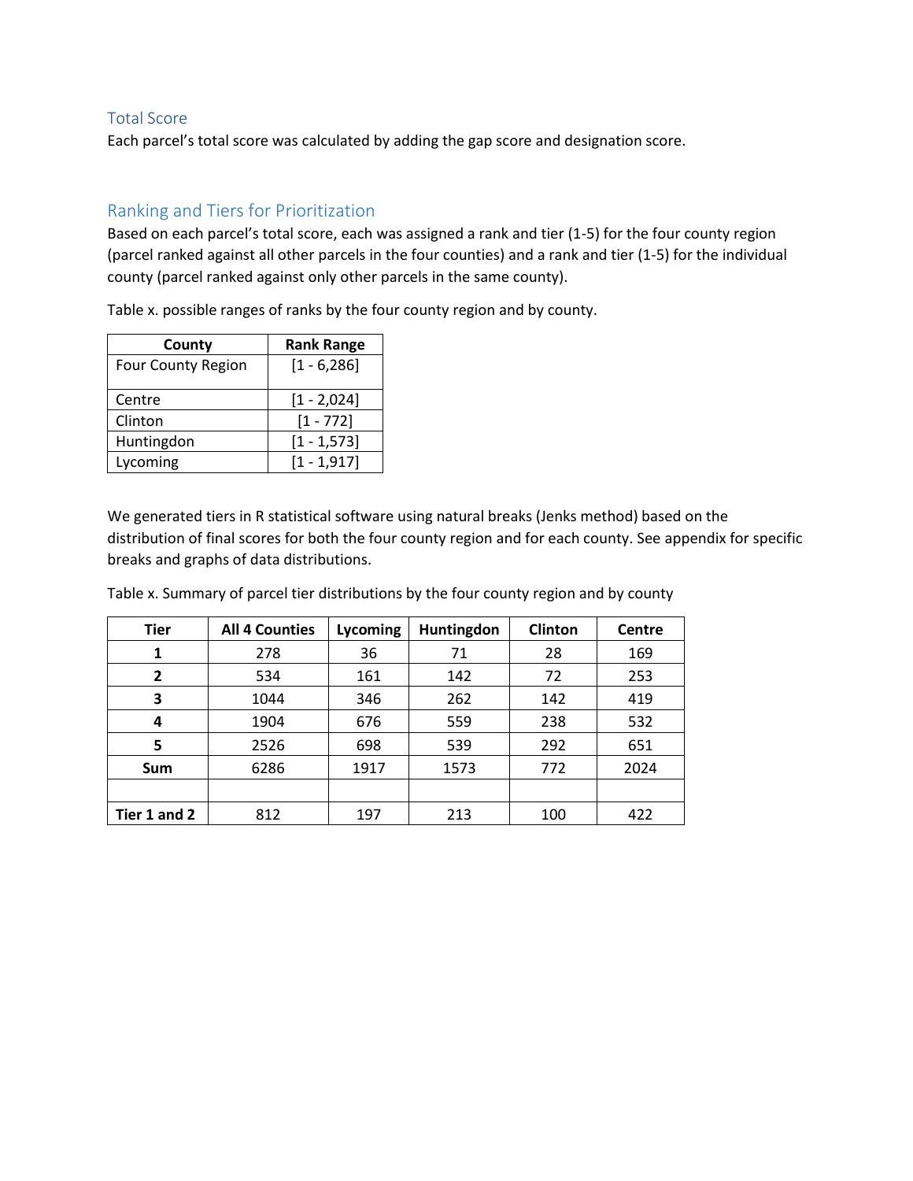### Total Score

Each parcel's total score was calculated by adding the gap score and designation score.

### Ranking and Tiers for Prioritization

Based on each parcel's total score, each was assigned a rank and tier (1-5) for the four county region (parcel ranked against all other parcels in the four counties) and a rank and tier (1-5) for the individual county (parcel ranked against only other parcels in the same county).

Table x. possible ranges of ranks by the four county region and by county.

| County | Rank Range |
|---|---|
| Four County Region | [1 - 6,286] |
| Centre | [1 - 2,024] |
| Clinton | [1 - 772] |
| Huntingdon | [1 - 1,573] |
| Lycoming | [1 - 1,917] |

We generated tiers in R statistical software using natural breaks (Jenks method) based on the distribution of final scores for both the four county region and for each county. See appendix for specific breaks and graphs of data distributions.

Table x. Summary of parcel tier distributions by the four county region and by county

| Tier | All 4 Counties | Lycoming | Huntingdon | Clinton | Centre |
|---|---|---|---|---|---|
| 1 | 278 | 36 | 71 | 28 | 169 |
| 2 | 534 | 161 | 142 | 72 | 253 |
| 3 | 1044 | 346 | 262 | 142 | 419 |
| 4 | 1904 | 676 | 559 | 238 | 532 |
| 5 | 2526 | 698 | 539 | 292 | 651 |
| Sum | 6286 | 1917 | 1573 | 772 | 2024 |
| | | | | | |
| Tier 1 and 2 | 812 | 197 | 213 | 100 | 422 |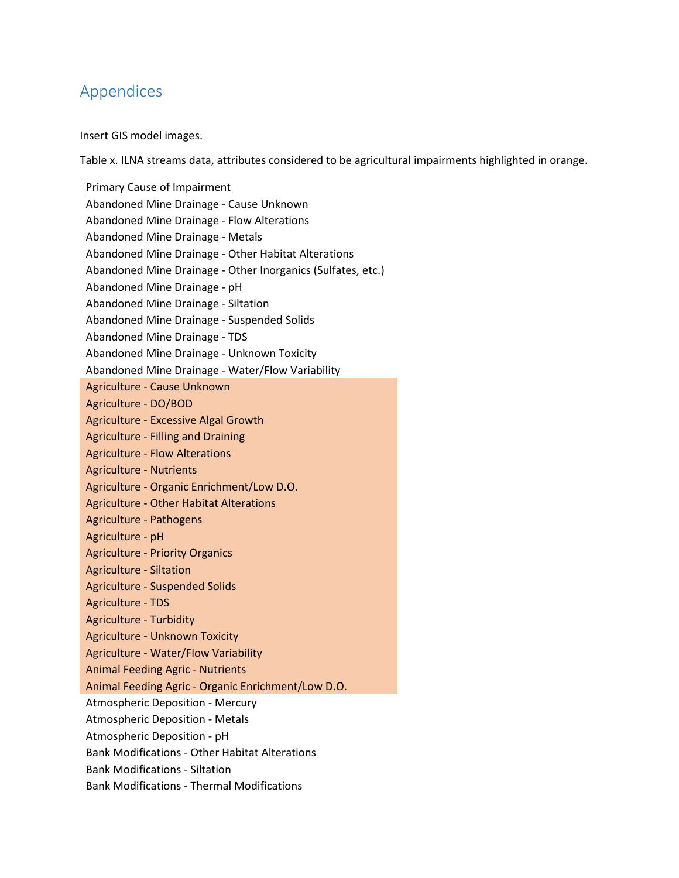# Appendices

Insert GIS model images.

Table x. ILNA streams data, attributes considered to be agricultural impairments highlighted in orange.

| Primary Cause of Impairment |
| --- |
| Abandoned Mine Drainage - Cause Unknown |
| Abandoned Mine Drainage - Flow Alterations |
| Abandoned Mine Drainage - Metals |
| Abandoned Mine Drainage - Other Habitat Alterations |
| Abandoned Mine Drainage - Other Inorganics (Sulfates, etc.) |
| Abandoned Mine Drainage - pH |
| Abandoned Mine Drainage - Siltation |
| Abandoned Mine Drainage - Suspended Solids |
| Abandoned Mine Drainage - TDS |
| Abandoned Mine Drainage - Unknown Toxicity |
| Abandoned Mine Drainage - Water/Flow Variability |
| Agriculture - Cause Unknown |
| Agriculture - DO/BOD |
| Agriculture - Excessive Algal Growth |
| Agriculture - Filling and Draining |
| Agriculture - Flow Alterations |
| Agriculture - Nutrients |
| Agriculture - Organic Enrichment/Low D.O. |
| Agriculture - Other Habitat Alterations |
| Agriculture - Pathogens |
| Agriculture - pH |
| Agriculture - Priority Organics |
| Agriculture - Siltation |
| Agriculture - Suspended Solids |
| Agriculture - TDS |
| Agriculture - Turbidity |
| Agriculture - Unknown Toxicity |
| Agriculture - Water/Flow Variability |
| Animal Feeding Agric - Nutrients |
| Animal Feeding Agric - Organic Enrichment/Low D.O. |
| Atmospheric Deposition - Mercury |
| Atmospheric Deposition - Metals |
| Atmospheric Deposition - pH |
| Bank Modifications - Other Habitat Alterations |
| Bank Modifications - Siltation |
| Bank Modifications - Thermal Modifications |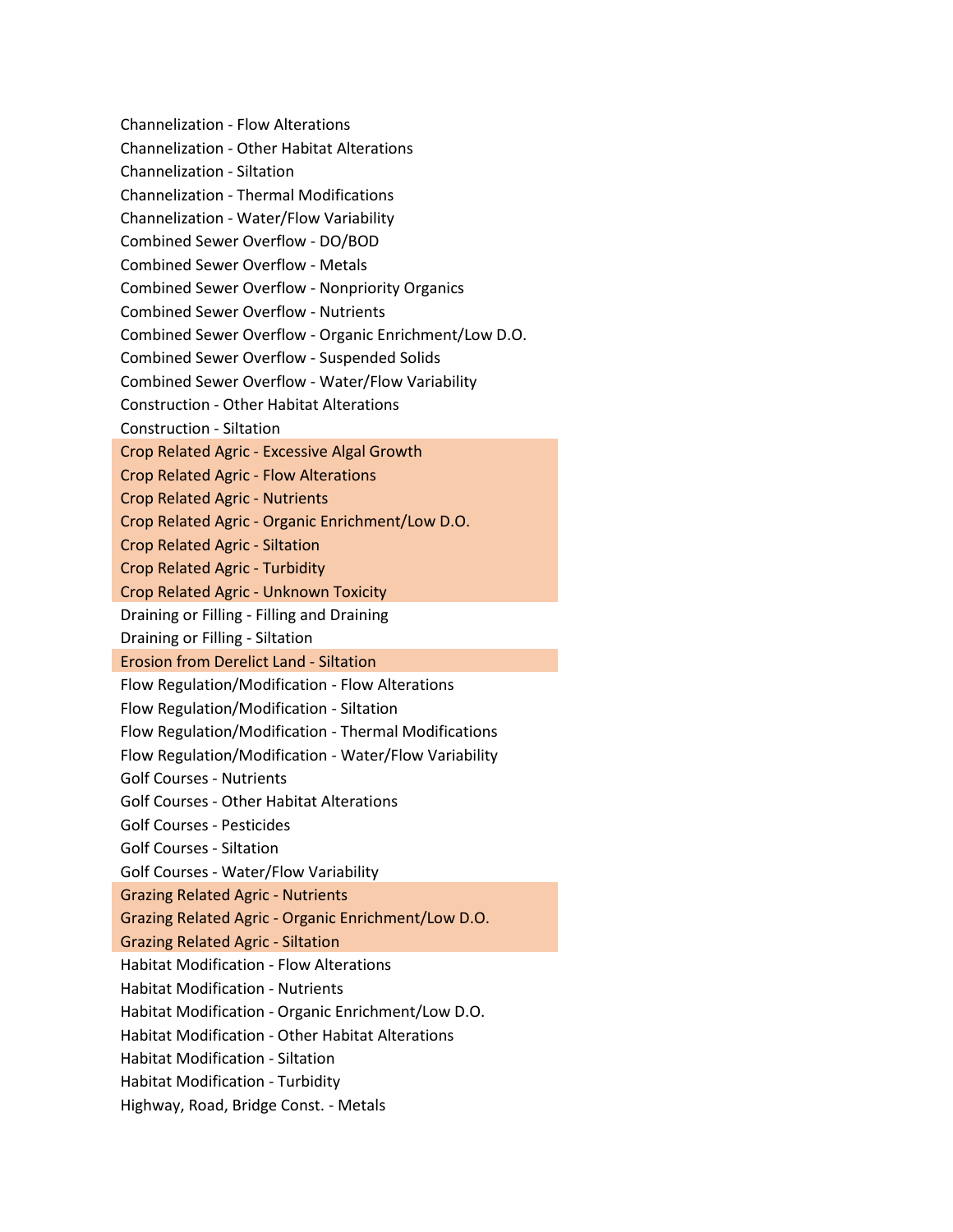Channelization - Flow Alterations
Channelization - Other Habitat Alterations
Channelization - Siltation
Channelization - Thermal Modifications
Channelization - Water/Flow Variability
Combined Sewer Overflow - DO/BOD
Combined Sewer Overflow - Metals
Combined Sewer Overflow - Nonpriority Organics
Combined Sewer Overflow - Nutrients
Combined Sewer Overflow - Organic Enrichment/Low D.O.
Combined Sewer Overflow - Suspended Solids
Combined Sewer Overflow - Water/Flow Variability
Construction - Other Habitat Alterations
Construction - Siltation
Crop Related Agric - Excessive Algal Growth
Crop Related Agric - Flow Alterations
Crop Related Agric - Nutrients
Crop Related Agric - Organic Enrichment/Low D.O.
Crop Related Agric - Siltation
Crop Related Agric - Turbidity
Crop Related Agric - Unknown Toxicity
Draining or Filling - Filling and Draining
Draining or Filling - Siltation
Erosion from Derelict Land - Siltation
Flow Regulation/Modification - Flow Alterations
Flow Regulation/Modification - Siltation
Flow Regulation/Modification - Thermal Modifications
Flow Regulation/Modification - Water/Flow Variability
Golf Courses - Nutrients
Golf Courses - Other Habitat Alterations
Golf Courses - Pesticides
Golf Courses - Siltation
Golf Courses - Water/Flow Variability
Grazing Related Agric - Nutrients
Grazing Related Agric - Organic Enrichment/Low D.O.
Grazing Related Agric - Siltation
Habitat Modification - Flow Alterations
Habitat Modification - Nutrients
Habitat Modification - Organic Enrichment/Low D.O.
Habitat Modification - Other Habitat Alterations
Habitat Modification - Siltation
Habitat Modification - Turbidity
Highway, Road, Bridge Const. - Metals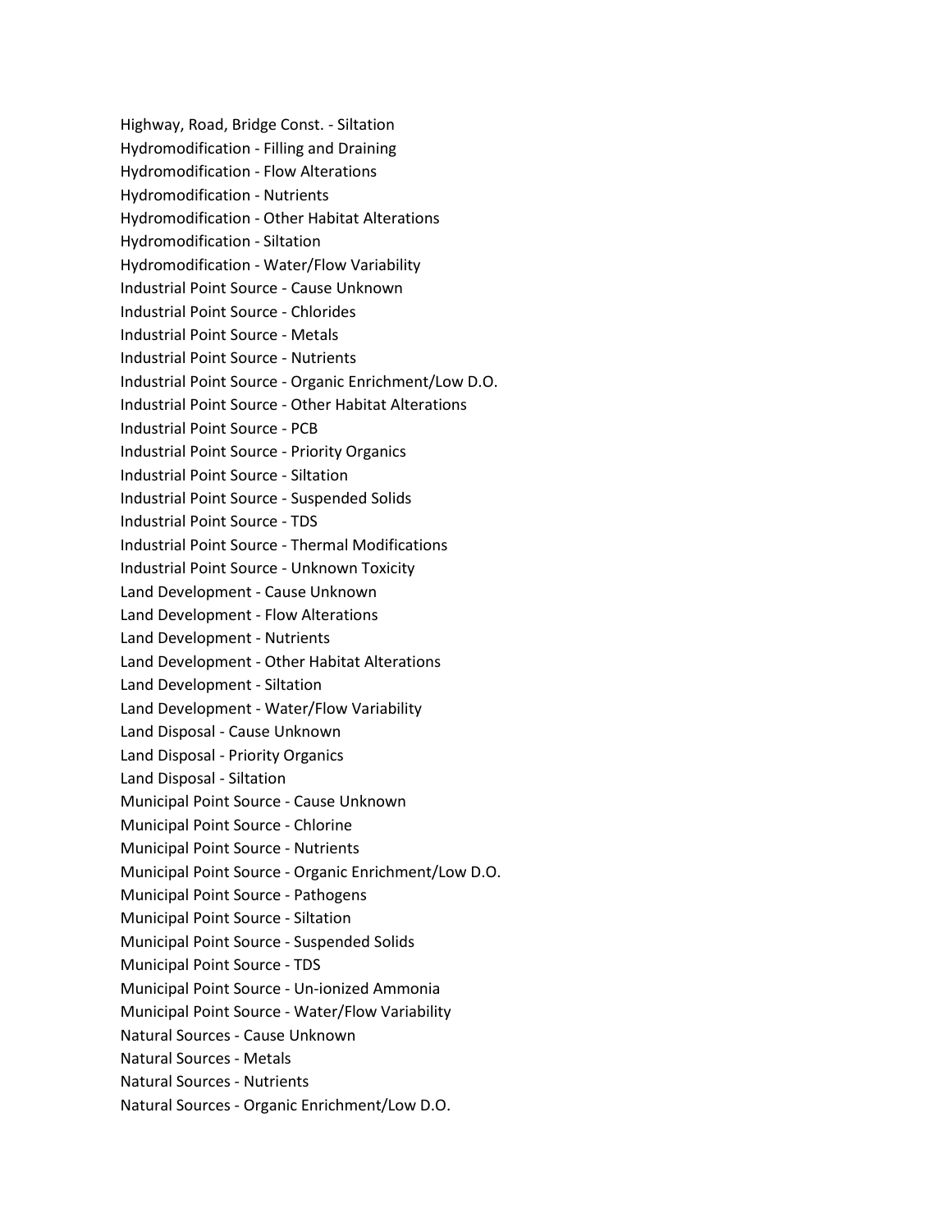Highway, Road, Bridge Const. - Siltation
Hydromodification - Filling and Draining
Hydromodification - Flow Alterations
Hydromodification - Nutrients
Hydromodification - Other Habitat Alterations
Hydromodification - Siltation
Hydromodification - Water/Flow Variability
Industrial Point Source - Cause Unknown
Industrial Point Source - Chlorides
Industrial Point Source - Metals
Industrial Point Source - Nutrients
Industrial Point Source - Organic Enrichment/Low D.O.
Industrial Point Source - Other Habitat Alterations
Industrial Point Source - PCB
Industrial Point Source - Priority Organics
Industrial Point Source - Siltation
Industrial Point Source - Suspended Solids
Industrial Point Source - TDS
Industrial Point Source - Thermal Modifications
Industrial Point Source - Unknown Toxicity
Land Development - Cause Unknown
Land Development - Flow Alterations
Land Development - Nutrients
Land Development - Other Habitat Alterations
Land Development - Siltation
Land Development - Water/Flow Variability
Land Disposal - Cause Unknown
Land Disposal - Priority Organics
Land Disposal - Siltation
Municipal Point Source - Cause Unknown
Municipal Point Source - Chlorine
Municipal Point Source - Nutrients
Municipal Point Source - Organic Enrichment/Low D.O.
Municipal Point Source - Pathogens
Municipal Point Source - Siltation
Municipal Point Source - Suspended Solids
Municipal Point Source - TDS
Municipal Point Source - Un-ionized Ammonia
Municipal Point Source - Water/Flow Variability
Natural Sources - Cause Unknown
Natural Sources - Metals
Natural Sources - Nutrients
Natural Sources - Organic Enrichment/Low D.O.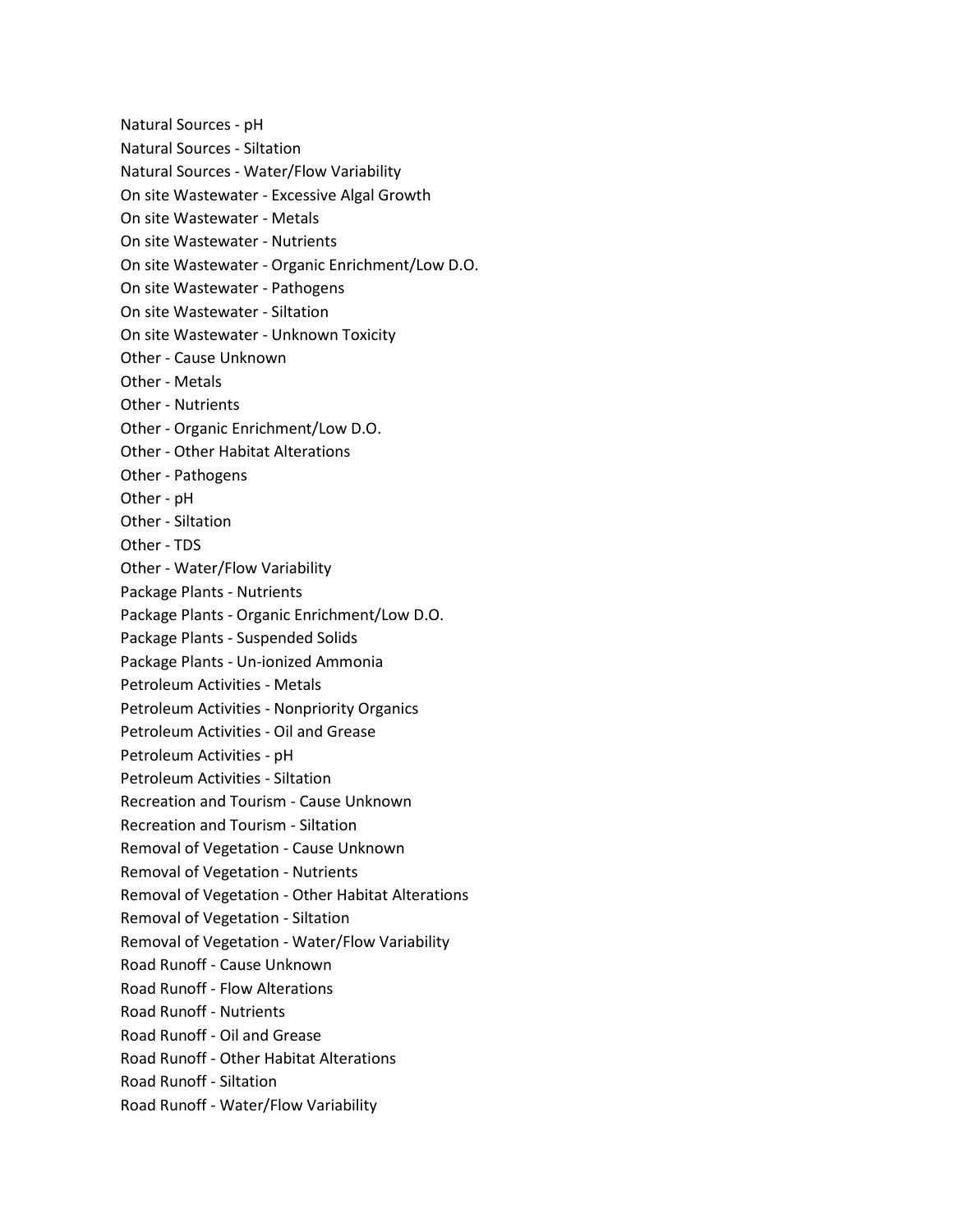Natural Sources - pH
Natural Sources - Siltation
Natural Sources - Water/Flow Variability
On site Wastewater - Excessive Algal Growth
On site Wastewater - Metals
On site Wastewater - Nutrients
On site Wastewater - Organic Enrichment/Low D.O.
On site Wastewater - Pathogens
On site Wastewater - Siltation
On site Wastewater - Unknown Toxicity
Other - Cause Unknown
Other - Metals
Other - Nutrients
Other - Organic Enrichment/Low D.O.
Other - Other Habitat Alterations
Other - Pathogens
Other - pH
Other - Siltation
Other - TDS
Other - Water/Flow Variability
Package Plants - Nutrients
Package Plants - Organic Enrichment/Low D.O.
Package Plants - Suspended Solids
Package Plants - Un-ionized Ammonia
Petroleum Activities - Metals
Petroleum Activities - Nonpriority Organics
Petroleum Activities - Oil and Grease
Petroleum Activities - pH
Petroleum Activities - Siltation
Recreation and Tourism - Cause Unknown
Recreation and Tourism - Siltation
Removal of Vegetation - Cause Unknown
Removal of Vegetation - Nutrients
Removal of Vegetation - Other Habitat Alterations
Removal of Vegetation - Siltation
Removal of Vegetation - Water/Flow Variability
Road Runoff - Cause Unknown
Road Runoff - Flow Alterations
Road Runoff - Nutrients
Road Runoff - Oil and Grease
Road Runoff - Other Habitat Alterations
Road Runoff - Siltation
Road Runoff - Water/Flow Variability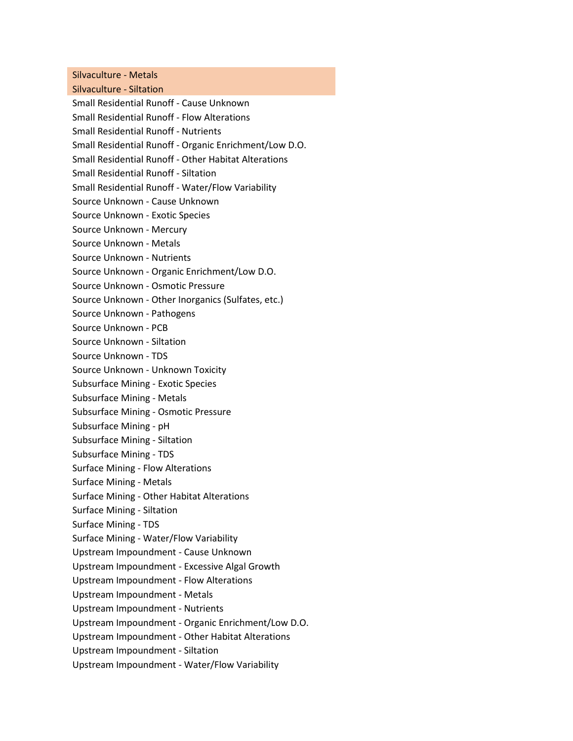Silvaculture - Metals
Silvaculture - Siltation
Small Residential Runoff - Cause Unknown
Small Residential Runoff - Flow Alterations
Small Residential Runoff - Nutrients
Small Residential Runoff - Organic Enrichment/Low D.O.
Small Residential Runoff - Other Habitat Alterations
Small Residential Runoff - Siltation
Small Residential Runoff - Water/Flow Variability
Source Unknown - Cause Unknown
Source Unknown - Exotic Species
Source Unknown - Mercury
Source Unknown - Metals
Source Unknown - Nutrients
Source Unknown - Organic Enrichment/Low D.O.
Source Unknown - Osmotic Pressure
Source Unknown - Other Inorganics (Sulfates, etc.)
Source Unknown - Pathogens
Source Unknown - PCB
Source Unknown - Siltation
Source Unknown - TDS
Source Unknown - Unknown Toxicity
Subsurface Mining - Exotic Species
Subsurface Mining - Metals
Subsurface Mining - Osmotic Pressure
Subsurface Mining - pH
Subsurface Mining - Siltation
Subsurface Mining - TDS
Surface Mining - Flow Alterations
Surface Mining - Metals
Surface Mining - Other Habitat Alterations
Surface Mining - Siltation
Surface Mining - TDS
Surface Mining - Water/Flow Variability
Upstream Impoundment - Cause Unknown
Upstream Impoundment - Excessive Algal Growth
Upstream Impoundment - Flow Alterations
Upstream Impoundment - Metals
Upstream Impoundment - Nutrients
Upstream Impoundment - Organic Enrichment/Low D.O.
Upstream Impoundment - Other Habitat Alterations
Upstream Impoundment - Siltation
Upstream Impoundment - Water/Flow Variability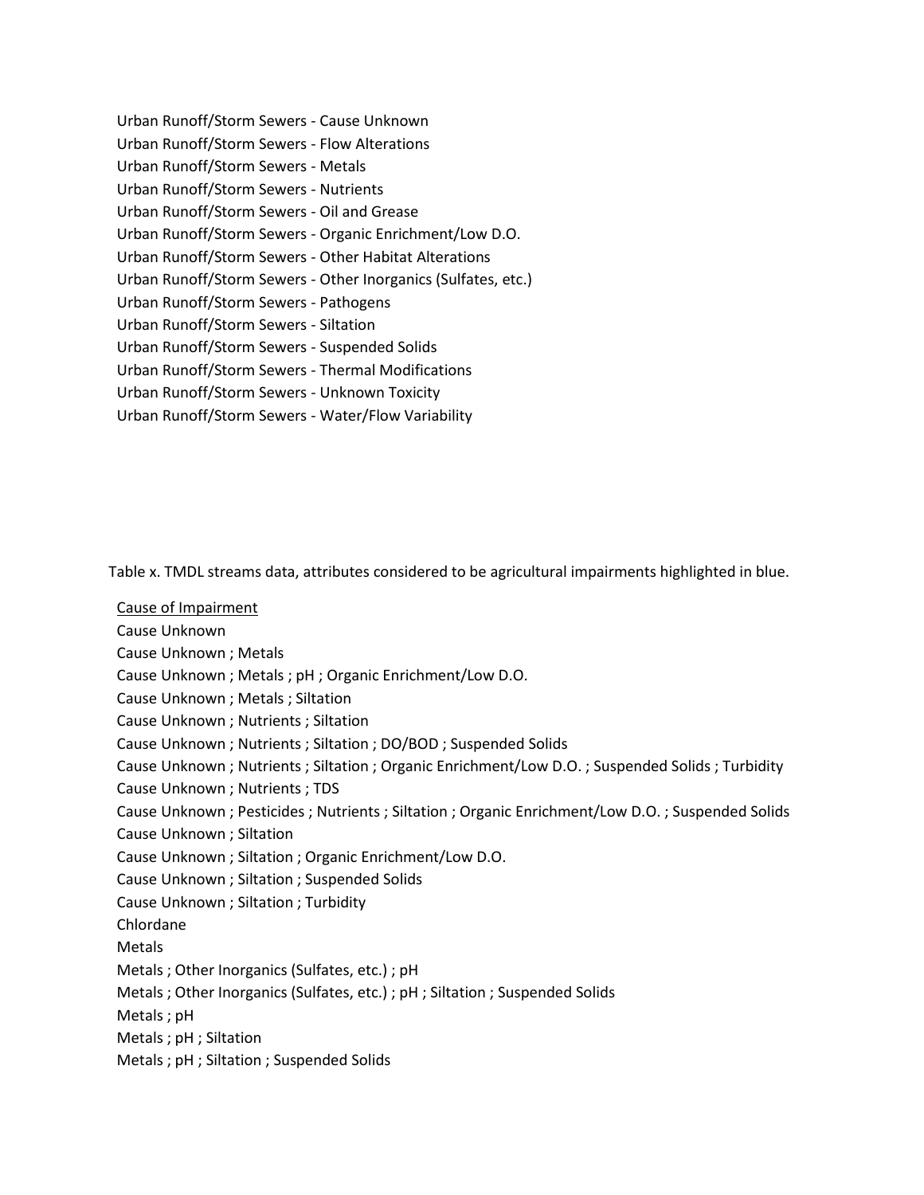Urban Runoff/Storm Sewers - Cause Unknown
Urban Runoff/Storm Sewers - Flow Alterations
Urban Runoff/Storm Sewers - Metals
Urban Runoff/Storm Sewers - Nutrients
Urban Runoff/Storm Sewers - Oil and Grease
Urban Runoff/Storm Sewers - Organic Enrichment/Low D.O.
Urban Runoff/Storm Sewers - Other Habitat Alterations
Urban Runoff/Storm Sewers - Other Inorganics (Sulfates, etc.)
Urban Runoff/Storm Sewers - Pathogens
Urban Runoff/Storm Sewers - Siltation
Urban Runoff/Storm Sewers - Suspended Solids
Urban Runoff/Storm Sewers - Thermal Modifications
Urban Runoff/Storm Sewers - Unknown Toxicity
Urban Runoff/Storm Sewers - Water/Flow Variability

Table x. TMDL streams data, attributes considered to be agricultural impairments highlighted in blue.

Cause of Impairment
Cause Unknown
Cause Unknown ; Metals
Cause Unknown ; Metals ; pH ; Organic Enrichment/Low D.O.
Cause Unknown ; Metals ; Siltation
Cause Unknown ; Nutrients ; Siltation
Cause Unknown ; Nutrients ; Siltation ; DO/BOD ; Suspended Solids
Cause Unknown ; Nutrients ; Siltation ; Organic Enrichment/Low D.O. ; Suspended Solids ; Turbidity
Cause Unknown ; Nutrients ; TDS
Cause Unknown ; Pesticides ; Nutrients ; Siltation ; Organic Enrichment/Low D.O. ; Suspended Solids
Cause Unknown ; Siltation
Cause Unknown ; Siltation ; Organic Enrichment/Low D.O.
Cause Unknown ; Siltation ; Suspended Solids
Cause Unknown ; Siltation ; Turbidity
Chlordane
Metals
Metals ; Other Inorganics (Sulfates, etc.) ; pH
Metals ; Other Inorganics (Sulfates, etc.) ; pH ; Siltation ; Suspended Solids
Metals ; pH
Metals ; pH ; Siltation
Metals ; pH ; Siltation ; Suspended Solids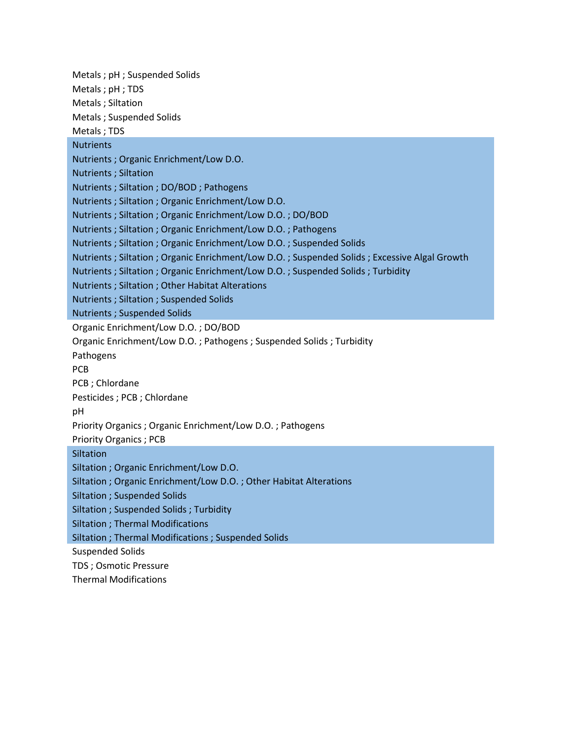Metals ; pH ; Suspended Solids
Metals ; pH ; TDS
Metals ; Siltation
Metals ; Suspended Solids
Metals ; TDS
Nutrients
Nutrients ; Organic Enrichment/Low D.O.
Nutrients ; Siltation
Nutrients ; Siltation ; DO/BOD ; Pathogens
Nutrients ; Siltation ; Organic Enrichment/Low D.O.
Nutrients ; Siltation ; Organic Enrichment/Low D.O. ; DO/BOD
Nutrients ; Siltation ; Organic Enrichment/Low D.O. ; Pathogens
Nutrients ; Siltation ; Organic Enrichment/Low D.O. ; Suspended Solids
Nutrients ; Siltation ; Organic Enrichment/Low D.O. ; Suspended Solids ; Excessive Algal Growth
Nutrients ; Siltation ; Organic Enrichment/Low D.O. ; Suspended Solids ; Turbidity
Nutrients ; Siltation ; Other Habitat Alterations
Nutrients ; Siltation ; Suspended Solids
Nutrients ; Suspended Solids
Organic Enrichment/Low D.O. ; DO/BOD
Organic Enrichment/Low D.O. ; Pathogens ; Suspended Solids ; Turbidity
Pathogens
PCB
PCB ; Chlordane
Pesticides ; PCB ; Chlordane
pH
Priority Organics ; Organic Enrichment/Low D.O. ; Pathogens
Priority Organics ; PCB
Siltation
Siltation ; Organic Enrichment/Low D.O.
Siltation ; Organic Enrichment/Low D.O. ; Other Habitat Alterations
Siltation ; Suspended Solids
Siltation ; Suspended Solids ; Turbidity
Siltation ; Thermal Modifications
Siltation ; Thermal Modifications ; Suspended Solids
Suspended Solids
TDS ; Osmotic Pressure
Thermal Modifications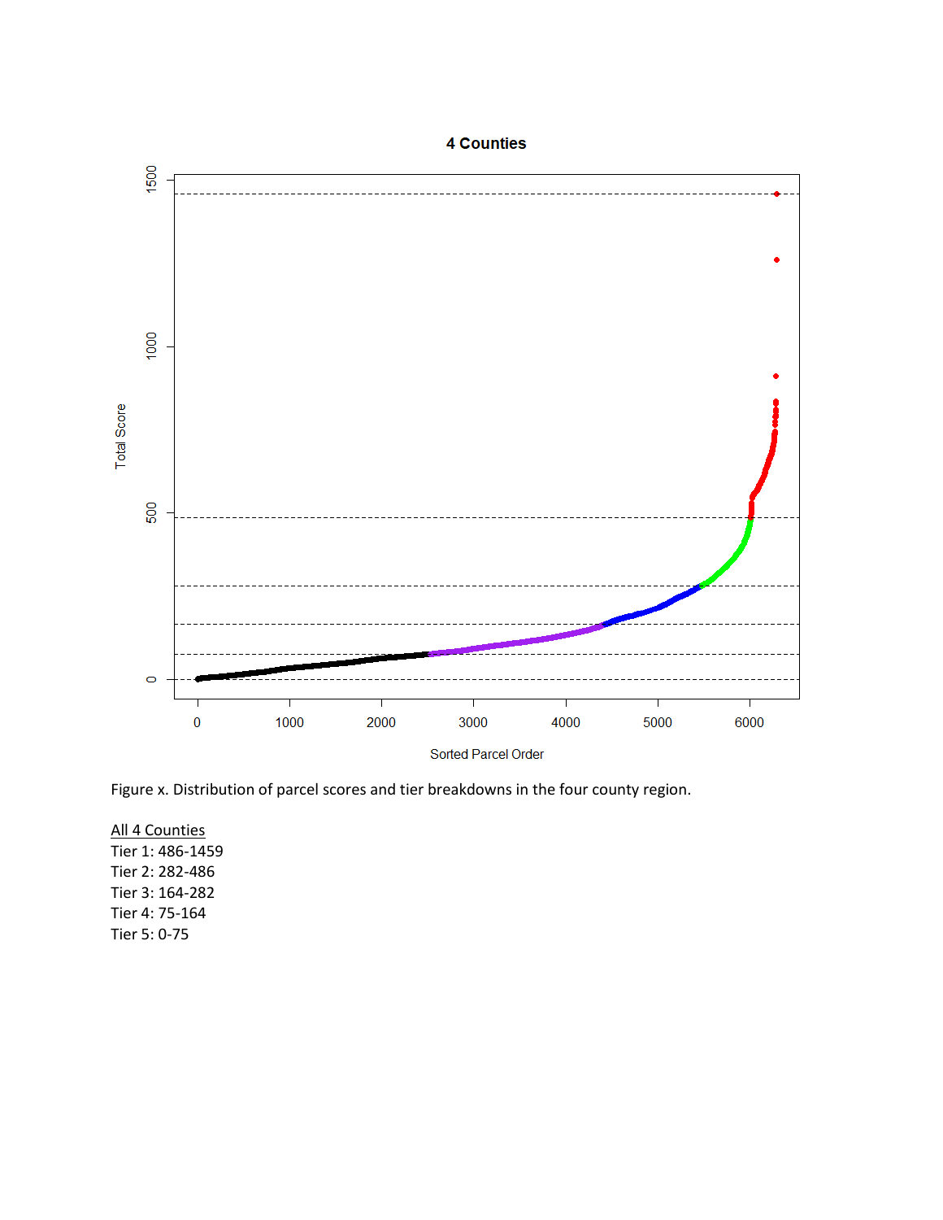4 Counties

Total Score

1500
1000
500
0

0
1000
2000
3000
4000
5000
6000

Sorted Parcel Order

Figure x. Distribution of parcel scores and tier breakdowns in the four county region.

<u>All 4 Counties</u>

Tier 1: 486-1459
Tier 2: 282-486
Tier 3: 164-282
Tier 4: 75-164
Tier 5: 0-75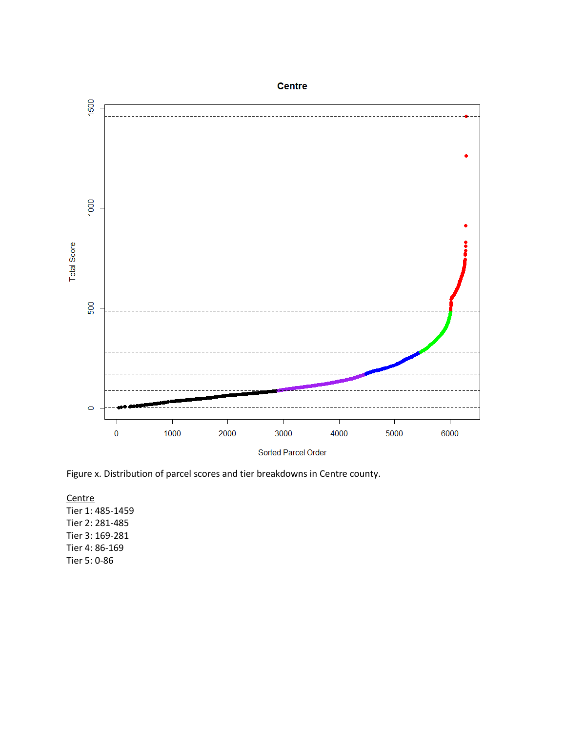Centre

Total Score

1500

1000

500

0

0

1000

2000

3000

4000

5000

6000

Sorted Parcel Order

Figure x. Distribution of parcel scores and tier breakdowns in Centre county.

Centre
Tier 1: 485-1459
Tier 2: 281-485
Tier 3: 169-281
Tier 4: 86-169
Tier 5: 0-86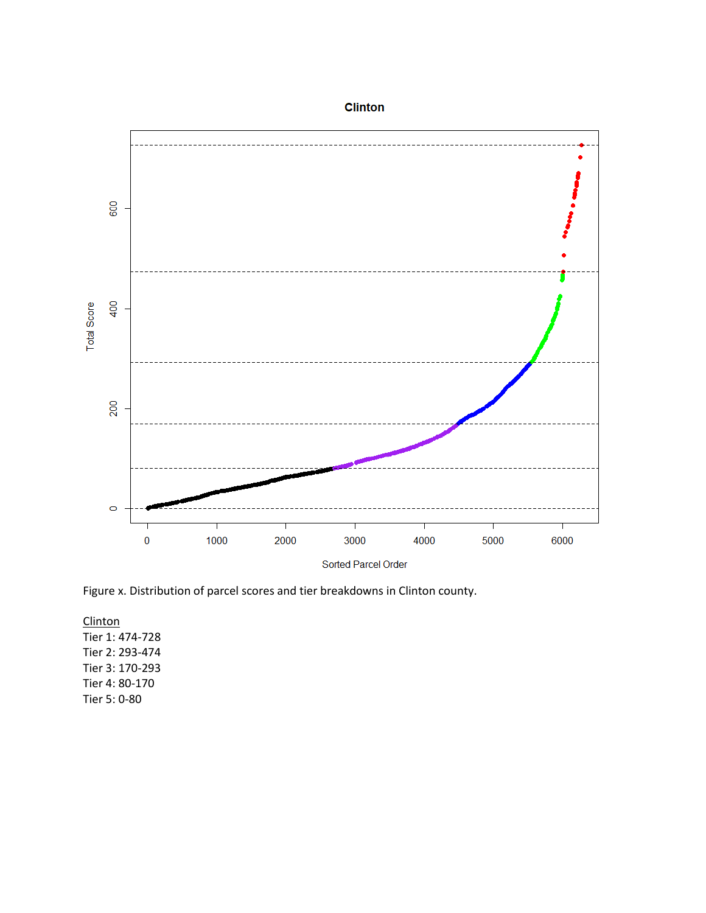Clinton

Total Score

600

400

200

0

0

1000

2000

3000

4000

5000

6000

Sorted Parcel Order

Figure x. Distribution of parcel scores and tier breakdowns in Clinton county.

Clinton
Tier 1: 474-728
Tier 2: 293-474
Tier 3: 170-293
Tier 4: 80-170
Tier 5: 0-80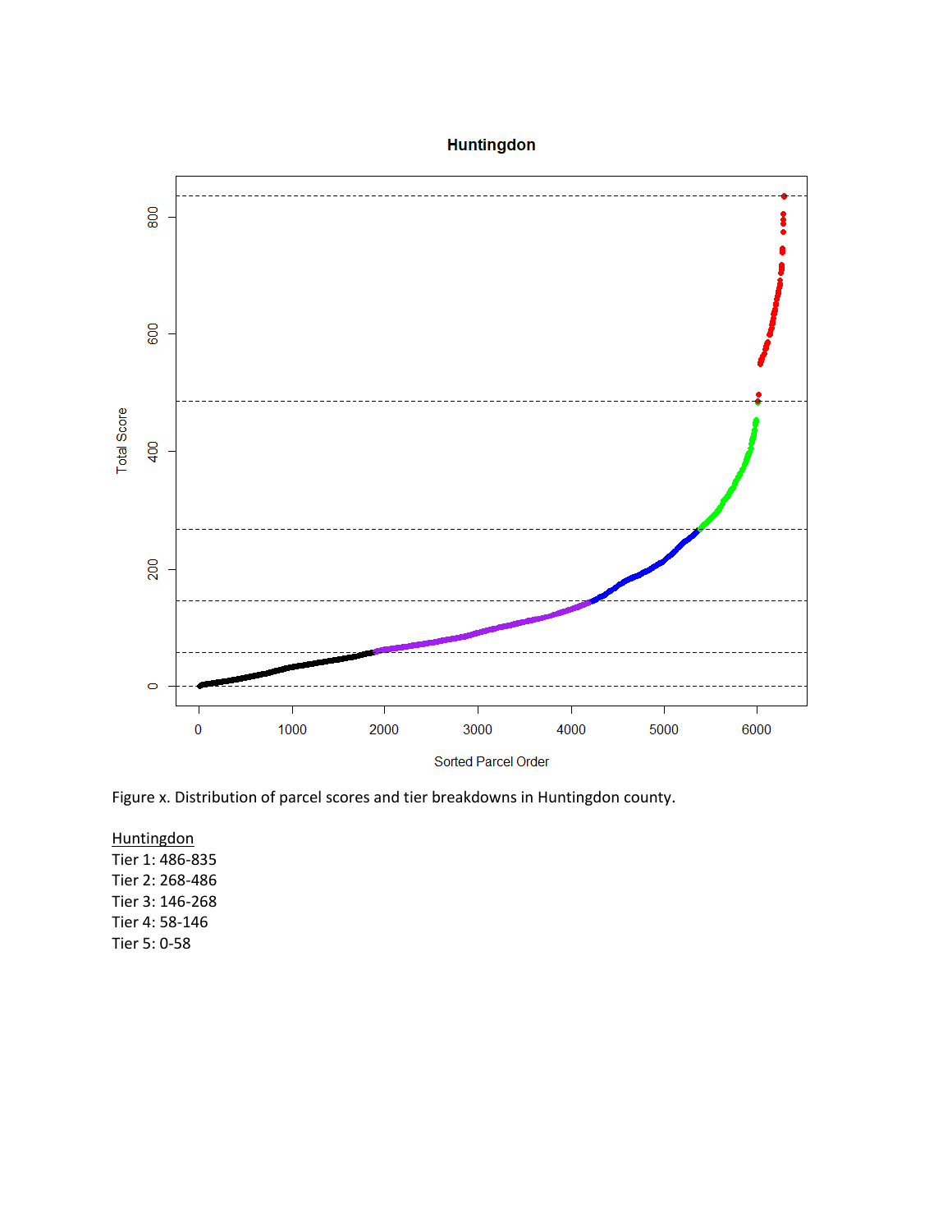Figure x. Distribution of parcel scores and tier breakdowns in Huntingdon county.

Huntingdon
Tier 1: 486-835
Tier 2: 268-486
Tier 3: 146-268
Tier 4: 58-146
Tier 5: 0-58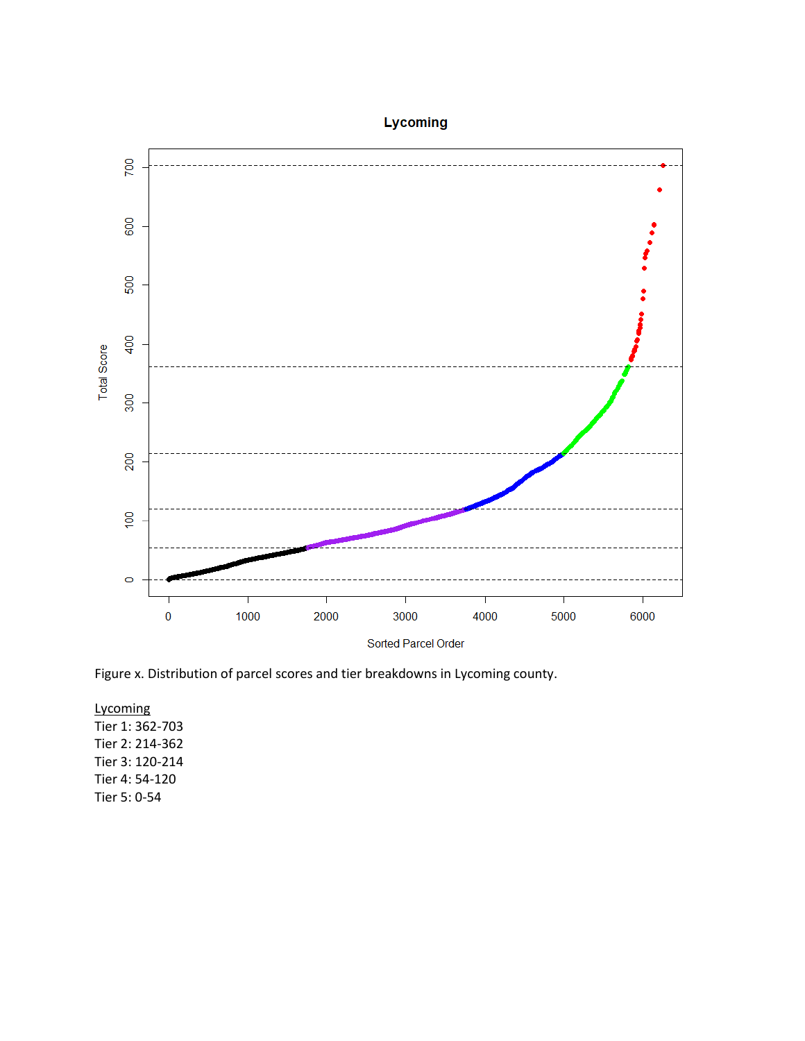Lycoming

Total Score

0
100
200
300
400
500
600
700

0
1000
2000
3000
4000
5000
6000

Sorted Parcel Order

Figure x. Distribution of parcel scores and tier breakdowns in Lycoming county.

Lycoming
Tier 1: 362-703
Tier 2: 214-362
Tier 3: 120-214
Tier 4: 54-120
Tier 5: 0-54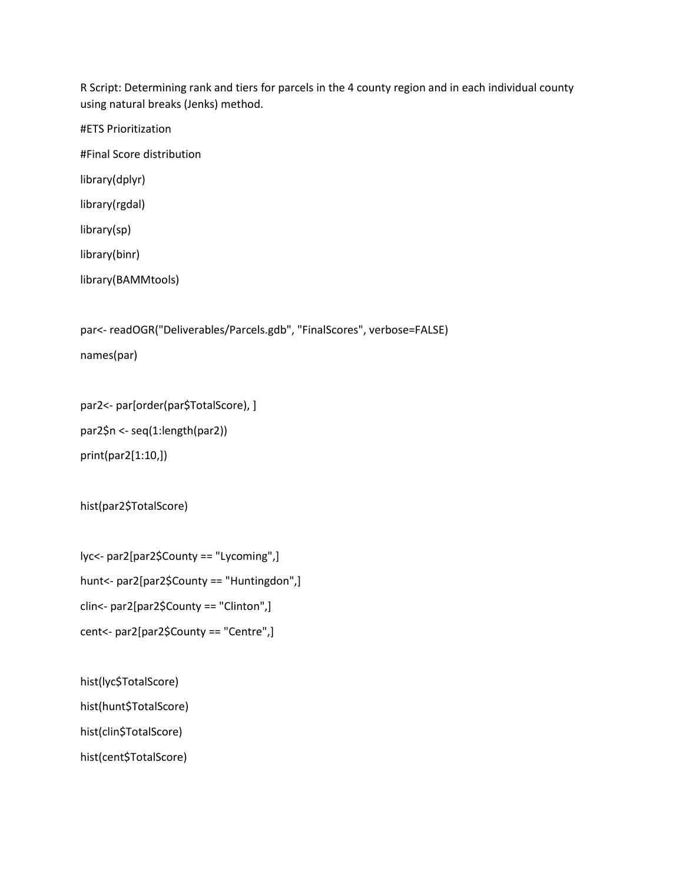R Script: Determining rank and tiers for parcels in the 4 county region and in each individual county using natural breaks (Jenks) method.

```
#ETS Prioritization

#Final Score distribution

library(dplyr)

library(rgdal)

library(sp)

library(binr)

library(BAMMtools)


par<- readOGR("Deliverables/Parcels.gdb", "FinalScores", verbose=FALSE)

names(par)


par2<- par[order(par$TotalScore), ]

par2$n <- seq(1:length(par2))

print(par2[1:10,])


hist(par2$TotalScore)


lyc<- par2[par2$County == "Lycoming",]

hunt<- par2[par2$County == "Huntingdon",]

clin<- par2[par2$County == "Clinton",]

cent<- par2[par2$County == "Centre",]


hist(lyc$TotalScore)

hist(hunt$TotalScore)

hist(clin$TotalScore)

hist(cent$TotalScore)
```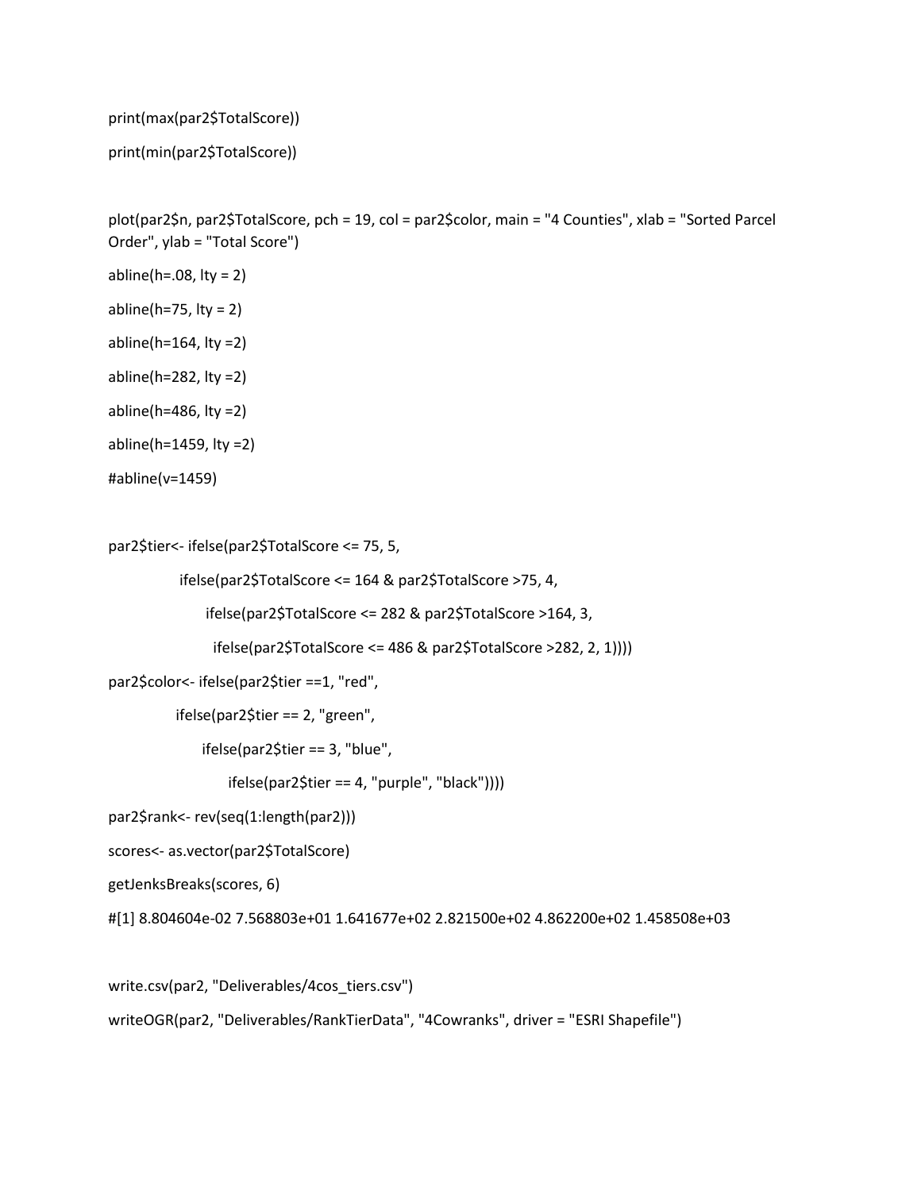```r
print(max(par2$TotalScore))

print(min(par2$TotalScore))


plot(par2$n, par2$TotalScore, pch = 19, col = par2$color, main = "4 Counties", xlab = "Sorted Parcel Order", ylab = "Total Score")

abline(h=.08, lty = 2)

abline(h=75, lty = 2)

abline(h=164, lty =2)

abline(h=282, lty =2)

abline(h=486, lty =2)

abline(h=1459, lty =2)

#abline(v=1459)


par2$tier<- ifelse(par2$TotalScore <= 75, 5,

           ifelse(par2$TotalScore <= 164 & par2$TotalScore >75, 4,

              ifelse(par2$TotalScore <= 282 & par2$TotalScore >164, 3,

               ifelse(par2$TotalScore <= 486 & par2$TotalScore >282, 2, 1))))

par2$color<- ifelse(par2$tier ==1, "red",

          ifelse(par2$tier == 2, "green",

             ifelse(par2$tier == 3, "blue",

                ifelse(par2$tier == 4, "purple", "black"))))

par2$rank<- rev(seq(1:length(par2)))

scores<- as.vector(par2$TotalScore)

getJenksBreaks(scores, 6)

#[1] 8.804604e-02 7.568803e+01 1.641677e+02 2.821500e+02 4.862200e+02 1.458508e+03


write.csv(par2, "Deliverables/4cos_tiers.csv")

writeOGR(par2, "Deliverables/RankTierData", "4Cowranks", driver = "ESRI Shapefile")
```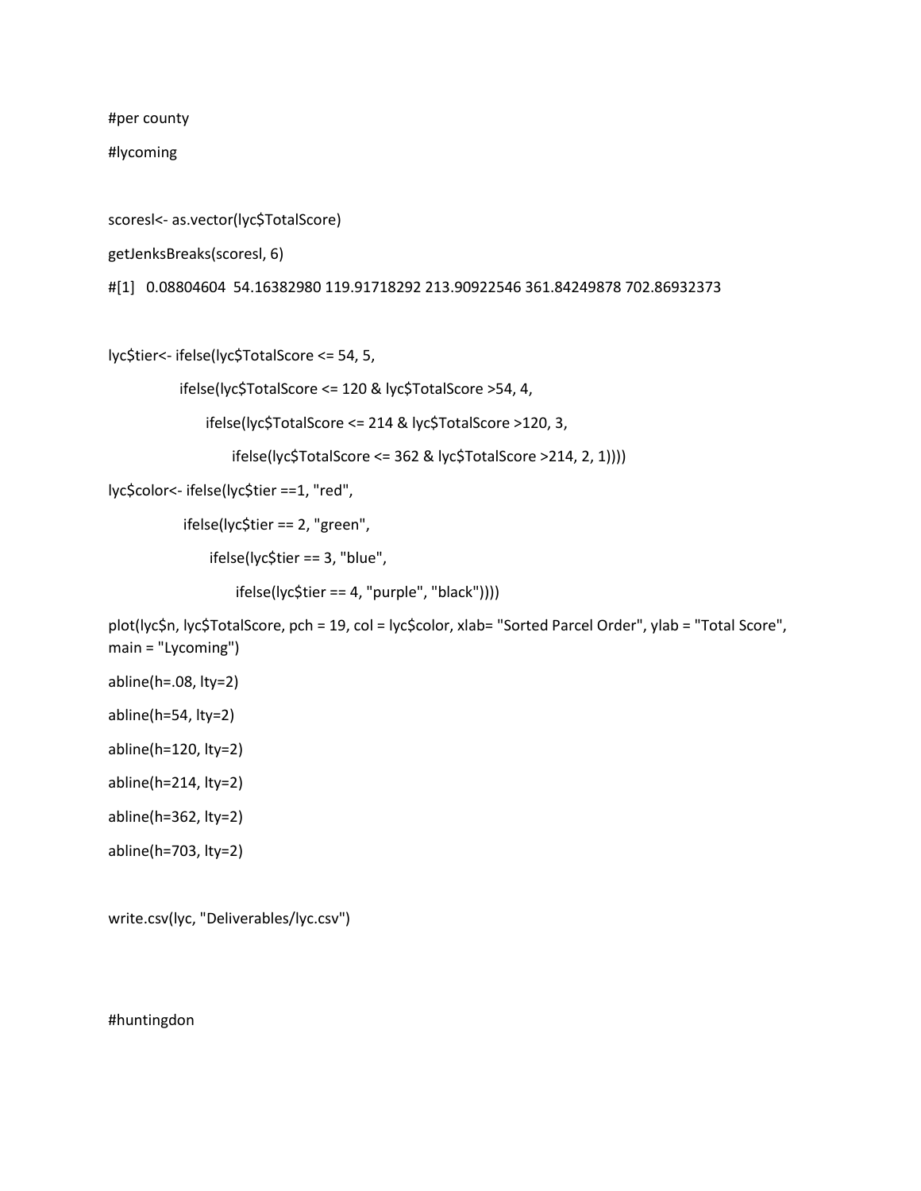```
#per county

#lycoming


scoresl<- as.vector(lyc$TotalScore)

getJenksBreaks(scoresl, 6)

#[1]   0.08804604  54.16382980 119.91718292 213.90922546 361.84249878 702.86932373


lyc$tier<- ifelse(lyc$TotalScore <= 54, 5,

             ifelse(lyc$TotalScore <= 120 & lyc$TotalScore >54, 4,

                  ifelse(lyc$TotalScore <= 214 & lyc$TotalScore >120, 3,

                       ifelse(lyc$TotalScore <= 362 & lyc$TotalScore >214, 2, 1))))

lyc$color<- ifelse(lyc$tier ==1, "red",

              ifelse(lyc$tier == 2, "green",

                   ifelse(lyc$tier == 3, "blue",

                        ifelse(lyc$tier == 4, "purple", "black"))))

plot(lyc$n, lyc$TotalScore, pch = 19, col = lyc$color, xlab= "Sorted Parcel Order", ylab = "Total Score", main = "Lycoming")

abline(h=.08, lty=2)

abline(h=54, lty=2)

abline(h=120, lty=2)

abline(h=214, lty=2)

abline(h=362, lty=2)

abline(h=703, lty=2)


write.csv(lyc, "Deliverables/lyc.csv")



#huntingdon
```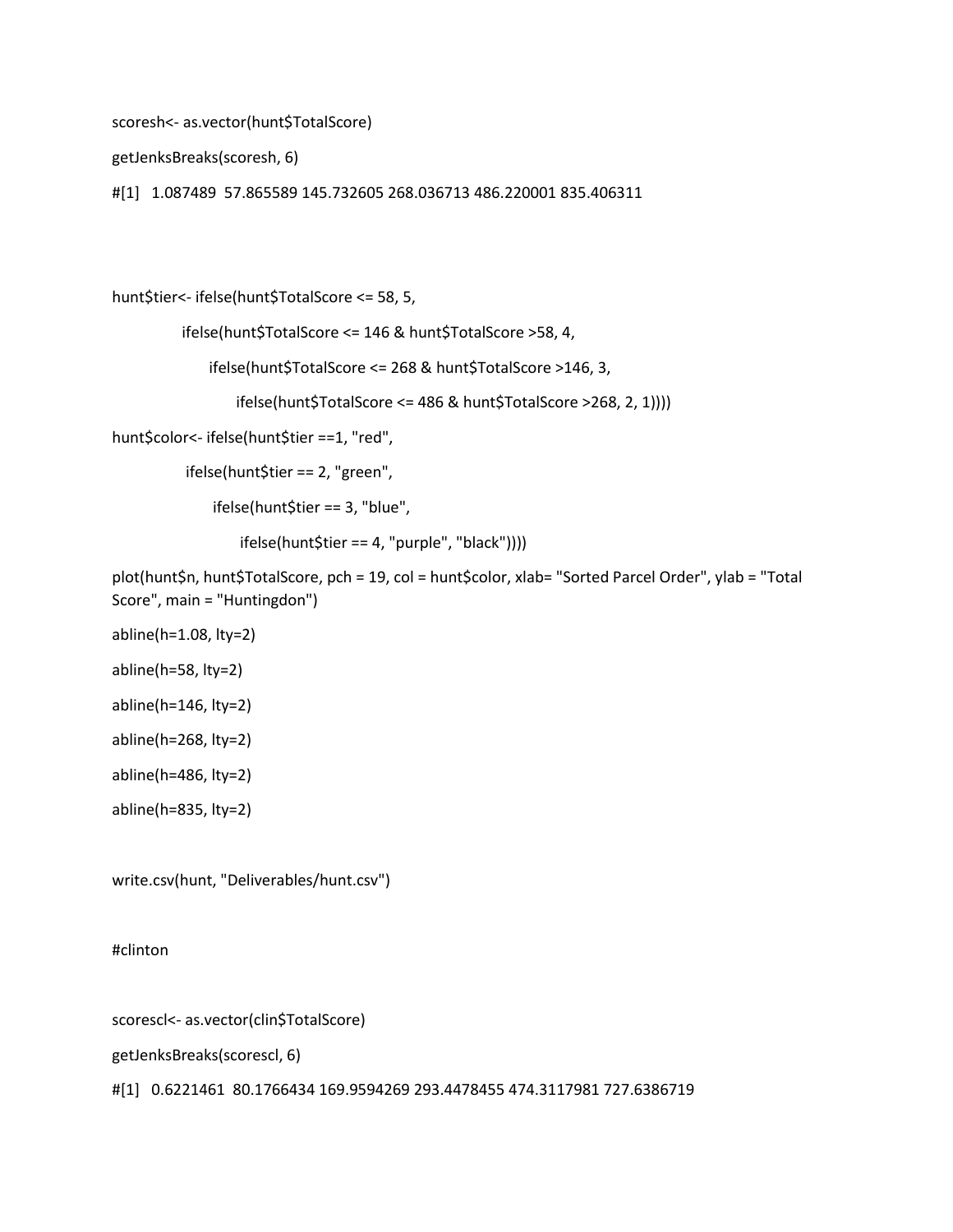```
scoresh<- as.vector(hunt$TotalScore)

getJenksBreaks(scoresh, 6)

#[1]   1.087489  57.865589 145.732605 268.036713 486.220001 835.406311



hunt$tier<- ifelse(hunt$TotalScore <= 58, 5,
              ifelse(hunt$TotalScore <= 146 & hunt$TotalScore >58, 4,
                  ifelse(hunt$TotalScore <= 268 & hunt$TotalScore >146, 3,
                      ifelse(hunt$TotalScore <= 486 & hunt$TotalScore >268, 2, 1))))

hunt$color<- ifelse(hunt$tier ==1, "red",
               ifelse(hunt$tier == 2, "green",
                   ifelse(hunt$tier == 3, "blue",
                       ifelse(hunt$tier == 4, "purple", "black"))))

plot(hunt$n, hunt$TotalScore, pch = 19, col = hunt$color, xlab= "Sorted Parcel Order", ylab = "Total Score", main = "Huntingdon")

abline(h=1.08, lty=2)

abline(h=58, lty=2)

abline(h=146, lty=2)

abline(h=268, lty=2)

abline(h=486, lty=2)

abline(h=835, lty=2)


write.csv(hunt, "Deliverables/hunt.csv")


#clinton


scorescl<- as.vector(clin$TotalScore)

getJenksBreaks(scorescl, 6)

#[1]   0.6221461  80.1766434 169.9594269 293.4478455 474.3117981 727.6386719
```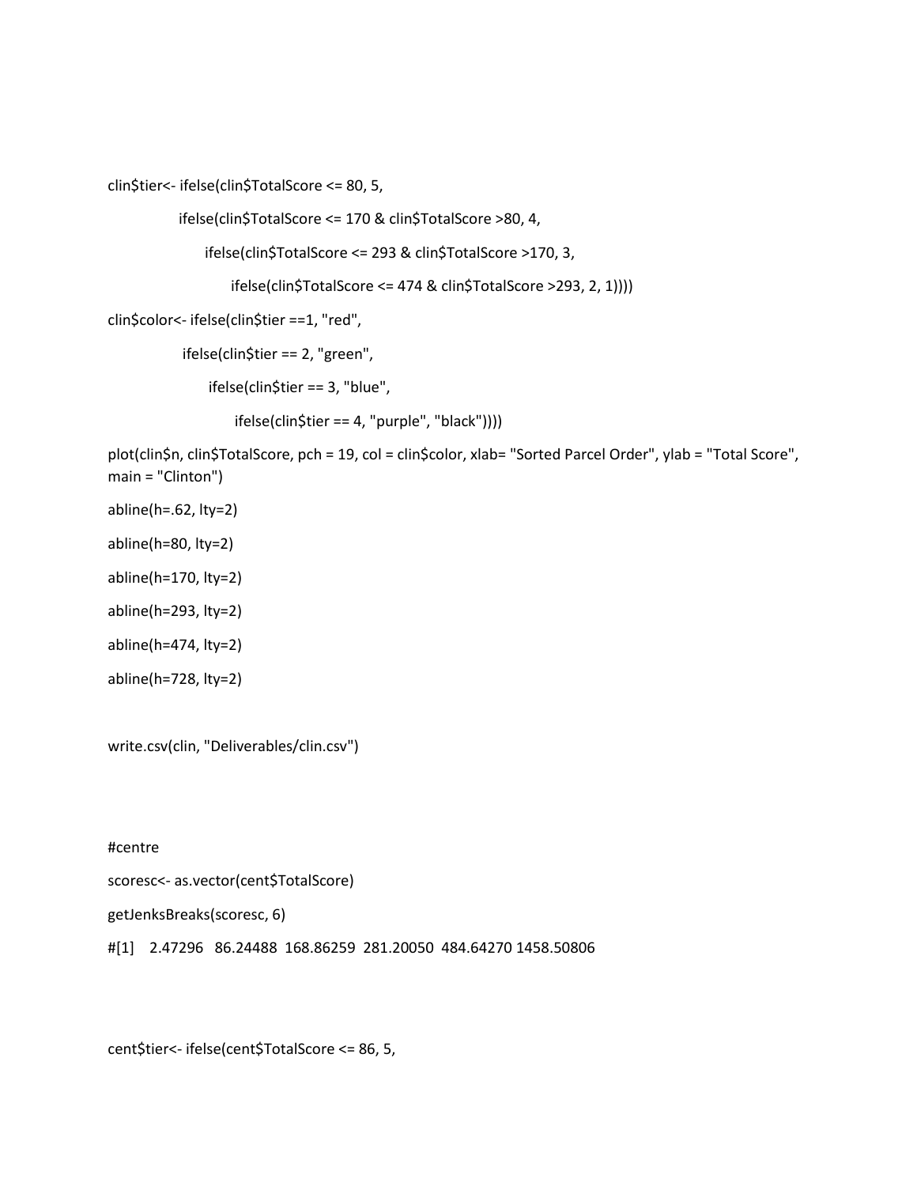```
clin$tier<- ifelse(clin$TotalScore <= 80, 5,
            ifelse(clin$TotalScore <= 170 & clin$TotalScore >80, 4,
                ifelse(clin$TotalScore <= 293 & clin$TotalScore >170, 3,
                    ifelse(clin$TotalScore <= 474 & clin$TotalScore >293, 2, 1))))

clin$color<- ifelse(clin$tier ==1, "red",
            ifelse(clin$tier == 2, "green",
                ifelse(clin$tier == 3, "blue",
                    ifelse(clin$tier == 4, "purple", "black"))))

plot(clin$n, clin$TotalScore, pch = 19, col = clin$color, xlab= "Sorted Parcel Order", ylab = "Total Score", main = "Clinton")

abline(h=.62, lty=2)

abline(h=80, lty=2)

abline(h=170, lty=2)

abline(h=293, lty=2)

abline(h=474, lty=2)

abline(h=728, lty=2)


write.csv(clin, "Deliverables/clin.csv")



#centre

scoresc<- as.vector(cent$TotalScore)

getJenksBreaks(scoresc, 6)

#[1]    2.47296   86.24488  168.86259  281.20050  484.64270 1458.50806



cent$tier<- ifelse(cent$TotalScore <= 86, 5,
```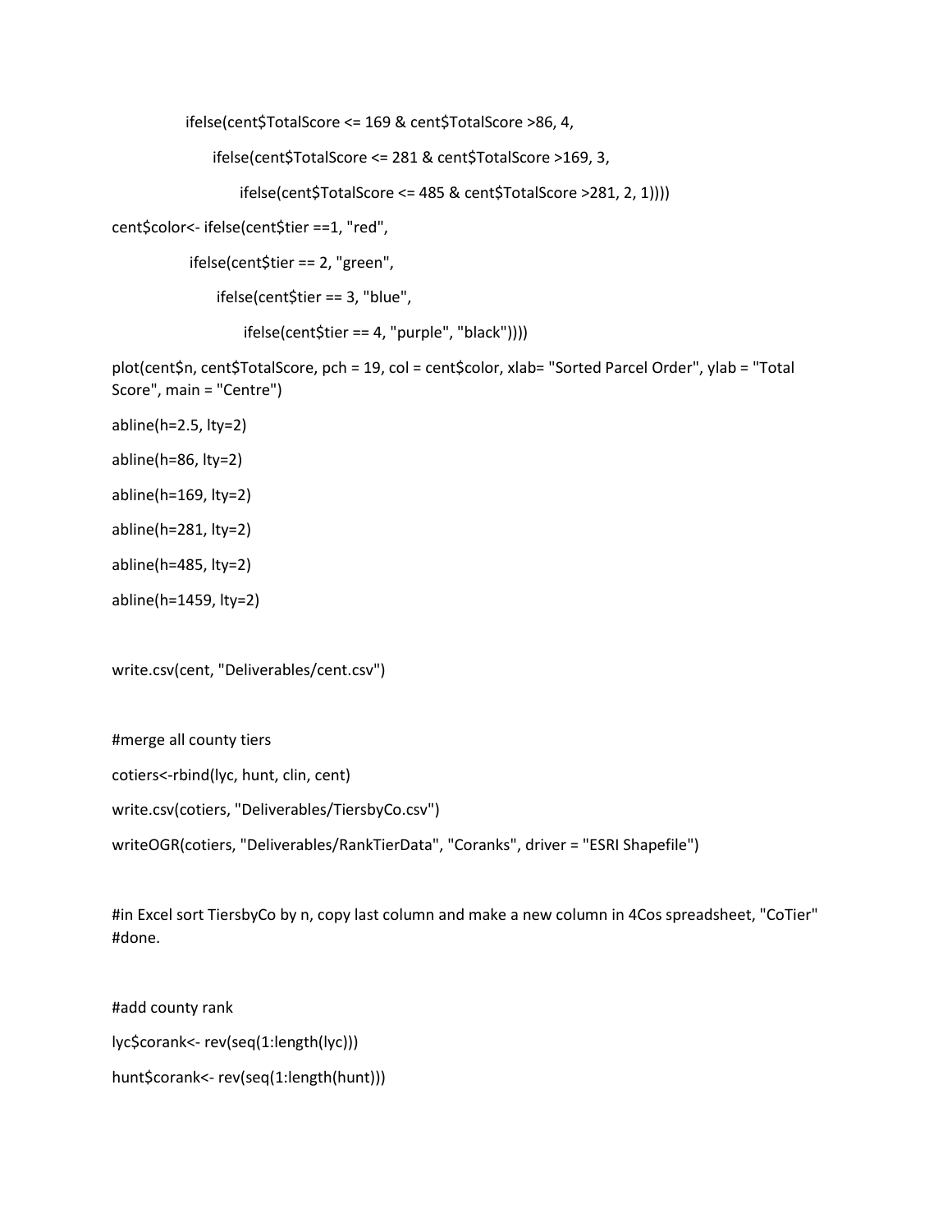```
          ifelse(cent$TotalScore <= 169 & cent$TotalScore >86, 4,

               ifelse(cent$TotalScore <= 281 & cent$TotalScore >169, 3,

                    ifelse(cent$TotalScore <= 485 & cent$TotalScore >281, 2, 1))))

cent$color<- ifelse(cent$tier ==1, "red",

          ifelse(cent$tier == 2, "green",

               ifelse(cent$tier == 3, "blue",

                    ifelse(cent$tier == 4, "purple", "black"))))

plot(cent$n, cent$TotalScore, pch = 19, col = cent$color, xlab= "Sorted Parcel Order", ylab = "Total Score", main = "Centre")

abline(h=2.5, lty=2)

abline(h=86, lty=2)

abline(h=169, lty=2)

abline(h=281, lty=2)

abline(h=485, lty=2)

abline(h=1459, lty=2)


write.csv(cent, "Deliverables/cent.csv")


#merge all county tiers

cotiers<-rbind(lyc, hunt, clin, cent)

write.csv(cotiers, "Deliverables/TiersbyCo.csv")

writeOGR(cotiers, "Deliverables/RankTierData", "Coranks", driver = "ESRI Shapefile")


#in Excel sort TiersbyCo by n, copy last column and make a new column in 4Cos spreadsheet, "CoTier"
#done.


#add county rank

lyc$corank<- rev(seq(1:length(lyc)))

hunt$corank<- rev(seq(1:length(hunt)))
```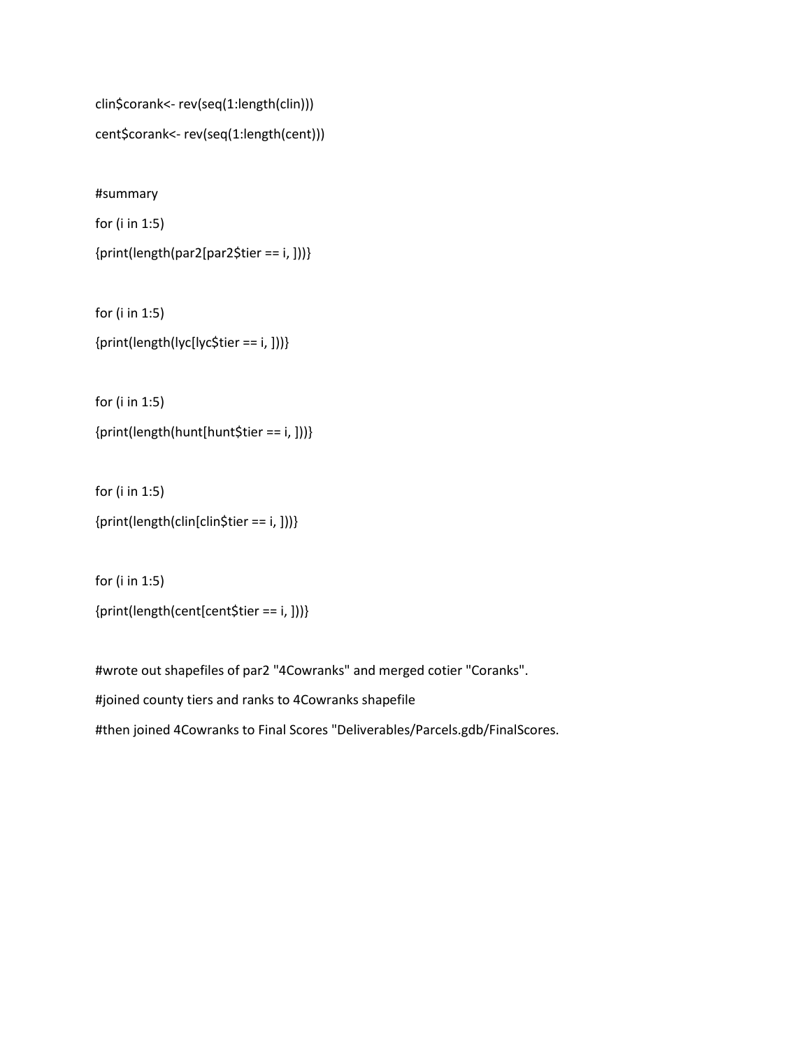```r
clin$corank<- rev(seq(1:length(clin)))

cent$corank<- rev(seq(1:length(cent)))

#summary

for (i in 1:5)

{print(length(par2[par2$tier == i, ]))}

for (i in 1:5)

{print(length(lyc[lyc$tier == i, ]))}

for (i in 1:5)

{print(length(hunt[hunt$tier == i, ]))}

for (i in 1:5)

{print(length(clin[clin$tier == i, ]))}

for (i in 1:5)

{print(length(cent[cent$tier == i, ]))}

#wrote out shapefiles of par2 "4Cowranks" and merged cotier "Coranks".

#joined county tiers and ranks to 4Cowranks shapefile

#then joined 4Cowranks to Final Scores "Deliverables/Parcels.gdb/FinalScores.
```